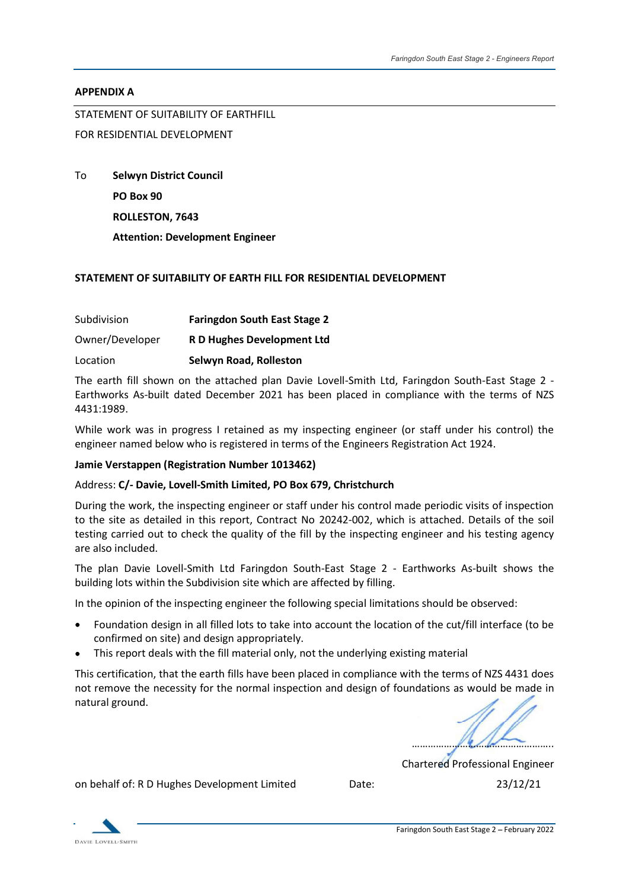## APPENDIX A

STATEMENT OF SUITABILITY OF EARTHFILL

FOR RESIDENTIAL DEVELOPMENT

To **Selwyn District Council**
**PO Box 90**
**ROLLESTON, 7643**
**Attention: Development Engineer**

**STATEMENT OF SUITABILITY OF EARTH FILL FOR RESIDENTIAL DEVELOPMENT**

Subdivision **Faringdon South East Stage 2**

Owner/Developer **R D Hughes Development Ltd**

Location **Selwyn Road, Rolleston**

The earth fill shown on the attached plan Davie Lovell-Smith Ltd, Faringdon South-East Stage 2 - Earthworks As-built dated December 2021 has been placed in compliance with the terms of NZS 4431:1989.

While work was in progress I retained as my inspecting engineer (or staff under his control) the engineer named below who is registered in terms of the Engineers Registration Act 1924.

**Jamie Verstappen (Registration Number 1013462)**

Address: **C/- Davie, Lovell-Smith Limited, PO Box 679, Christchurch**

During the work, the inspecting engineer or staff under his control made periodic visits of inspection to the site as detailed in this report, Contract No 20242-002, which is attached. Details of the soil testing carried out to check the quality of the fill by the inspecting engineer and his testing agency are also included.

The plan Davie Lovell-Smith Ltd Faringdon South-East Stage 2 - Earthworks As-built shows the building lots within the Subdivision site which are affected by filling.

In the opinion of the inspecting engineer the following special limitations should be observed:

- Foundation design in all filled lots to take into account the location of the cut/fill interface (to be confirmed on site) and design appropriately.
- This report deals with the fill material only, not the underlying existing material

This certification, that the earth fills have been placed in compliance with the terms of NZS 4431 does not remove the necessity for the normal inspection and design of foundations as would be made in natural ground.

..........................................................

Chartered Professional Engineer

on behalf of: R D Hughes Development Limited Date: 23/12/21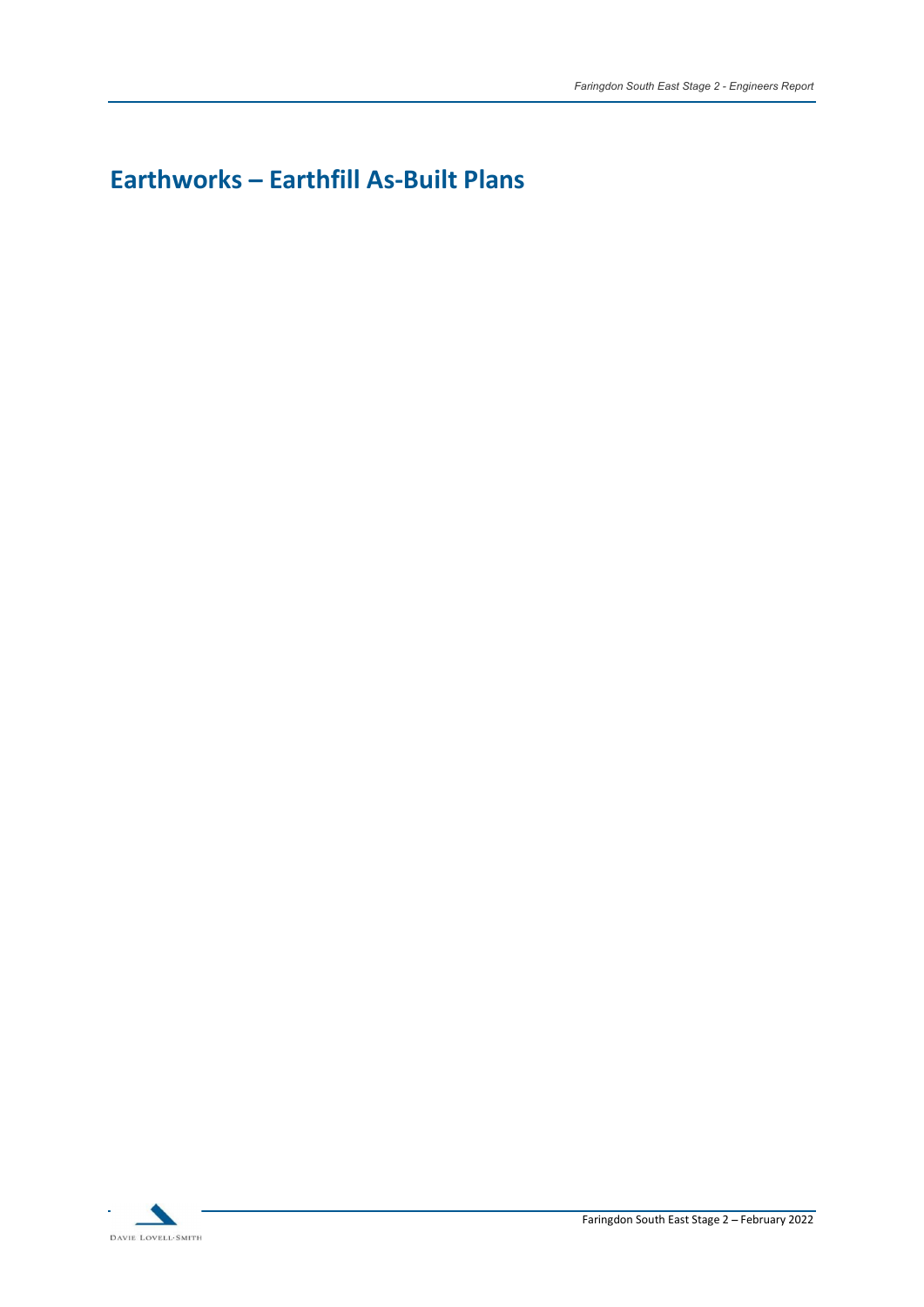# Earthworks – Earthfill As-Built Plans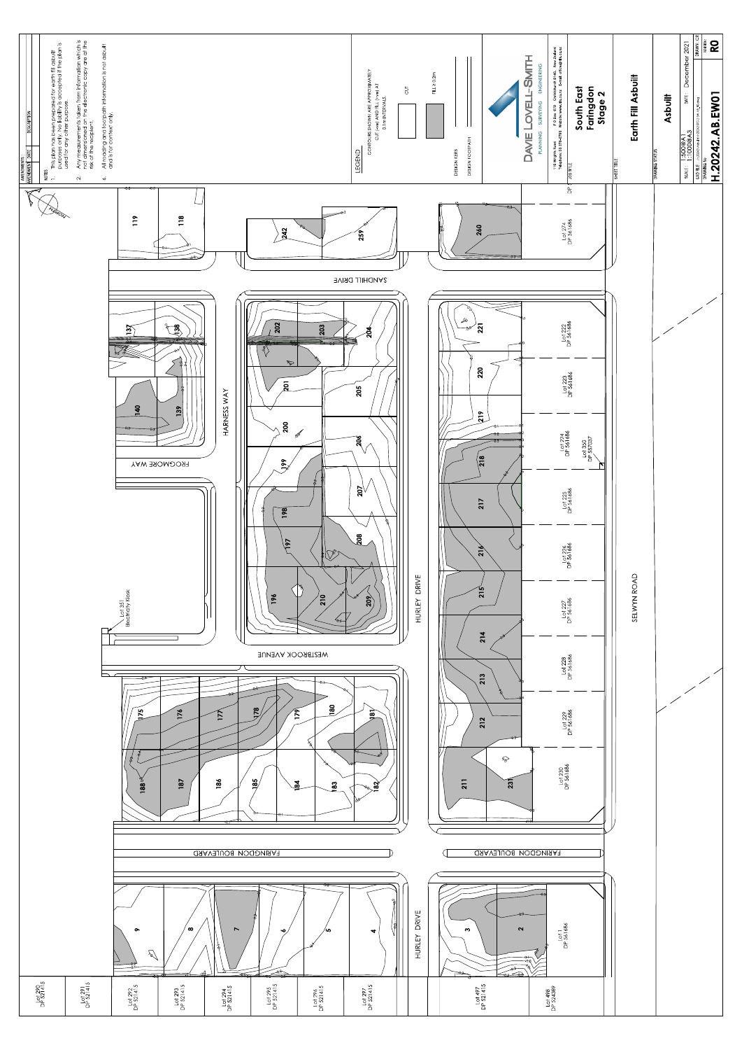AMENDMENTS

| AMENDMENT | DATE | DESCRIPTION |
|---|---|---|
| | | |

NOTES

1. This plan has been prepared for earth fill asbuilt purposes only. No liability is accepted if the plan is used for any other purpose.
2. Any measurements taken from information which is not dimensioned on the electronic copy are at the risk of the recipient.
3. All roading and footpath information is not asbuilt and is for context only.

LEGEND

CONTOURS SHOWN ARE APPROXIMATELY CUT (-ve) AND FILL (+ve) AT 0.1m INTERVALS.

CUT

FILL ≥ 0.2m

DESIGN KERB

DESIGN FOOTPATH

DAVIE LOVELL-SMITH

PLANNING SURVEYING ENGINEERING

116 Wrights Road P O Box 679 Christchurch 8140, New Zealand Telephone 03 379-0793 Website www.dls.co.nz E-mail office@dls.co.nz

JOB TITLE

South East Faringdon Stage 2

SHEET TITLE

Earth Fill Asbuilt

DRAWING STATUS

Asbuilt

SCALE: 1:500@A1 1:1000@A3

DATE: December 2021

DRAWN: CR

CADFILE

DRAWING No. H.20242.AB.EW01

REVISION R0